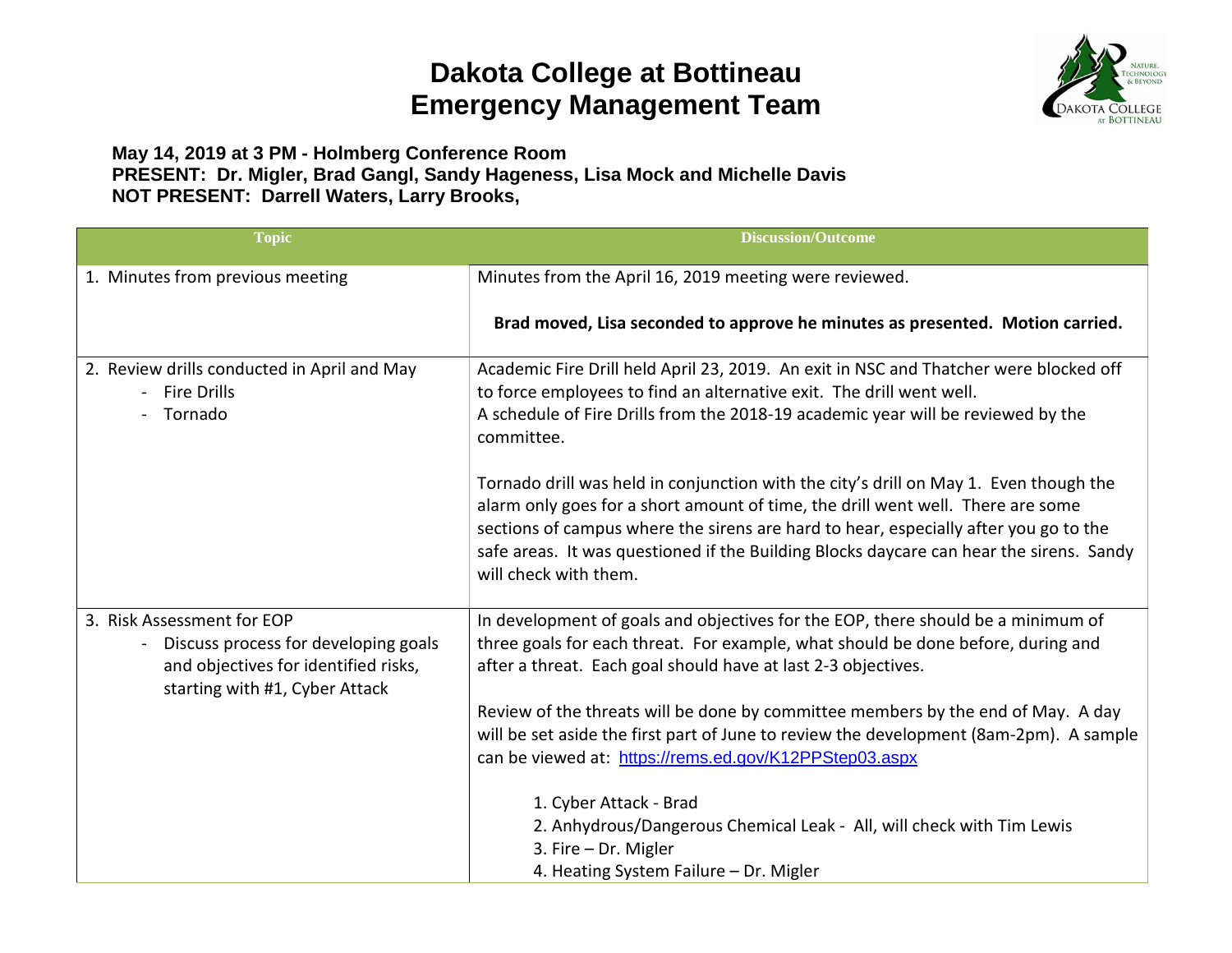# Dakota College at Bottineau
# Emergency Management Team

**May 14, 2019 at 3 PM - Holmberg Conference Room**
**PRESENT: Dr. Migler, Brad Gangl, Sandy Hageness, Lisa Mock and Michelle Davis**
**NOT PRESENT: Darrell Waters, Larry Brooks,**

| Topic | Discussion/Outcome |
|---|---|
| 1. Minutes from previous meeting | Minutes from the April 16, 2019 meeting were reviewed.<br><br>**Brad moved, Lisa seconded to approve he minutes as presented. Motion carried.** |
| 2. Review drills conducted in April and May<br>- Fire Drills<br>- Tornado | Academic Fire Drill held April 23, 2019. An exit in NSC and Thatcher were blocked off to force employees to find an alternative exit. The drill went well.<br>A schedule of Fire Drills from the 2018-19 academic year will be reviewed by the committee.<br><br>Tornado drill was held in conjunction with the city's drill on May 1. Even though the alarm only goes for a short amount of time, the drill went well. There are some sections of campus where the sirens are hard to hear, especially after you go to the safe areas. It was questioned if the Building Blocks daycare can hear the sirens. Sandy will check with them. |
| 3. Risk Assessment for EOP<br>- Discuss process for developing goals and objectives for identified risks, starting with #1, Cyber Attack | In development of goals and objectives for the EOP, there should be a minimum of three goals for each threat. For example, what should be done before, during and after a threat. Each goal should have at last 2-3 objectives.<br><br>Review of the threats will be done by committee members by the end of May. A day will be set aside the first part of June to review the development (8am-2pm). A sample can be viewed at: https://rems.ed.gov/K12PPStep03.aspx<br><br>1. Cyber Attack - Brad<br>2. Anhydrous/Dangerous Chemical Leak - All, will check with Tim Lewis<br>3. Fire – Dr. Migler<br>4. Heating System Failure – Dr. Migler |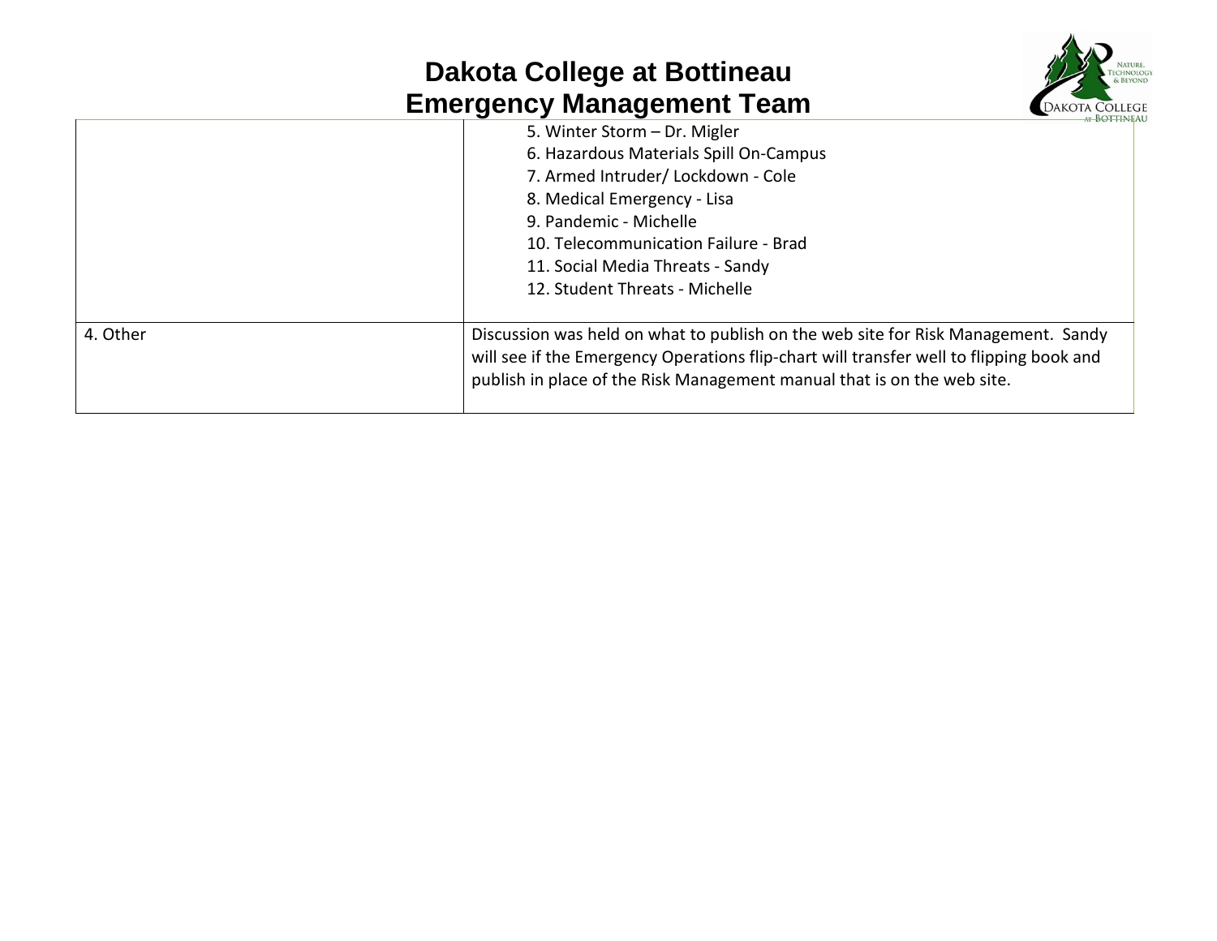| | |
|---|---|
| | 5. Winter Storm – Dr. Migler<br>6. Hazardous Materials Spill On-Campus<br>7. Armed Intruder/ Lockdown - Cole<br>8. Medical Emergency - Lisa<br>9. Pandemic - Michelle<br>10. Telecommunication Failure - Brad<br>11. Social Media Threats - Sandy<br>12. Student Threats - Michelle |
| 4. Other | Discussion was held on what to publish on the web site for Risk Management. Sandy will see if the Emergency Operations flip-chart will transfer well to flipping book and publish in place of the Risk Management manual that is on the web site. |